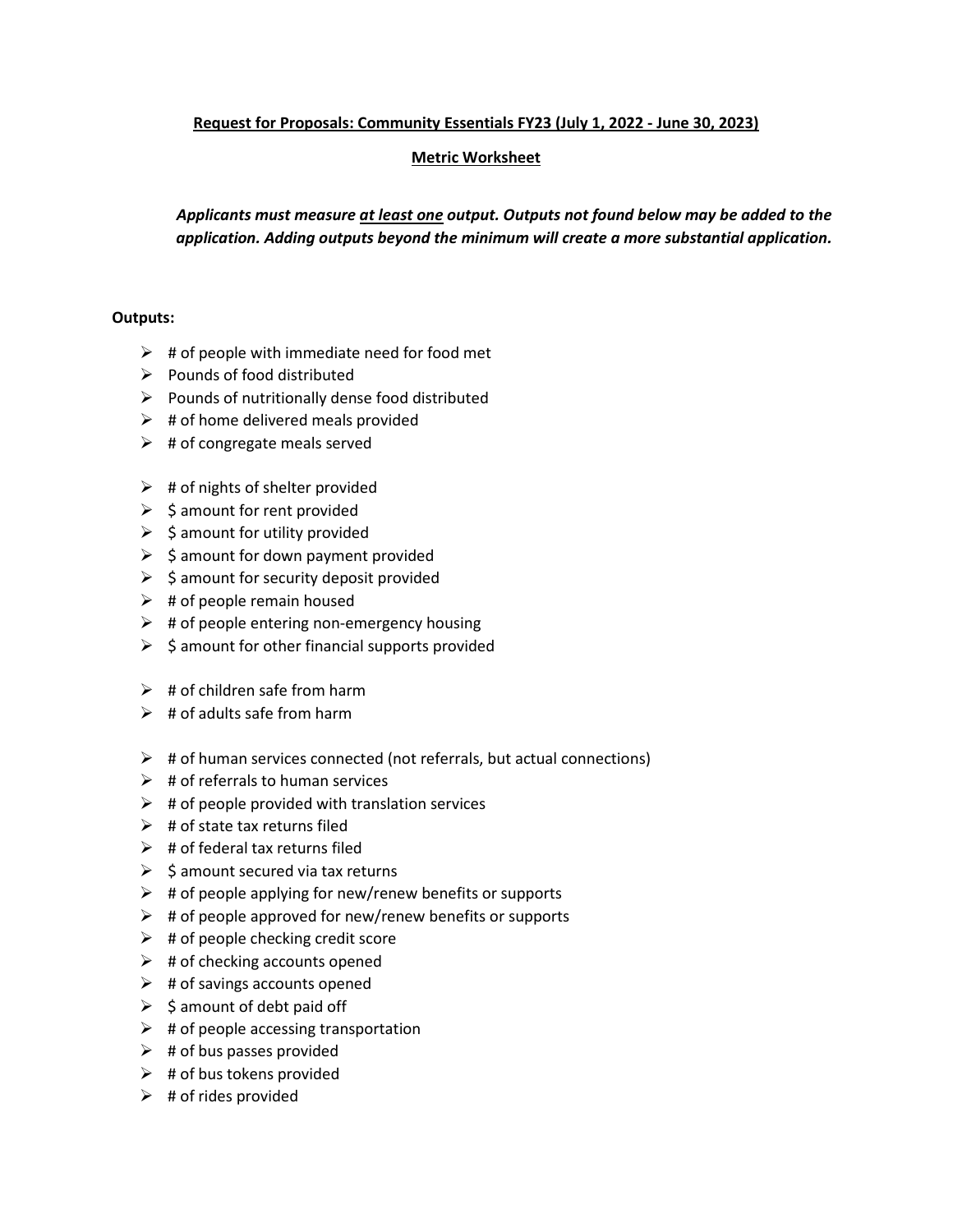**Request for Proposals: Community Essentials FY23 (July 1, 2022 - June 30, 2023)**

**Metric Worksheet**

***Applicants must measure at least one output. Outputs not found below may be added to the application. Adding outputs beyond the minimum will create a more substantial application.***

**Outputs:**

- # of people with immediate need for food met
- Pounds of food distributed
- Pounds of nutritionally dense food distributed
- # of home delivered meals provided
- # of congregate meals served

- # of nights of shelter provided
- $ amount for rent provided
- $ amount for utility provided
- $ amount for down payment provided
- $ amount for security deposit provided
- # of people remain housed
- # of people entering non-emergency housing
- $ amount for other financial supports provided

- # of children safe from harm
- # of adults safe from harm

- # of human services connected (not referrals, but actual connections)
- # of referrals to human services
- # of people provided with translation services
- # of state tax returns filed
- # of federal tax returns filed
- $ amount secured via tax returns
- # of people applying for new/renew benefits or supports
- # of people approved for new/renew benefits or supports
- # of people checking credit score
- # of checking accounts opened
- # of savings accounts opened
- $ amount of debt paid off
- # of people accessing transportation
- # of bus passes provided
- # of bus tokens provided
- # of rides provided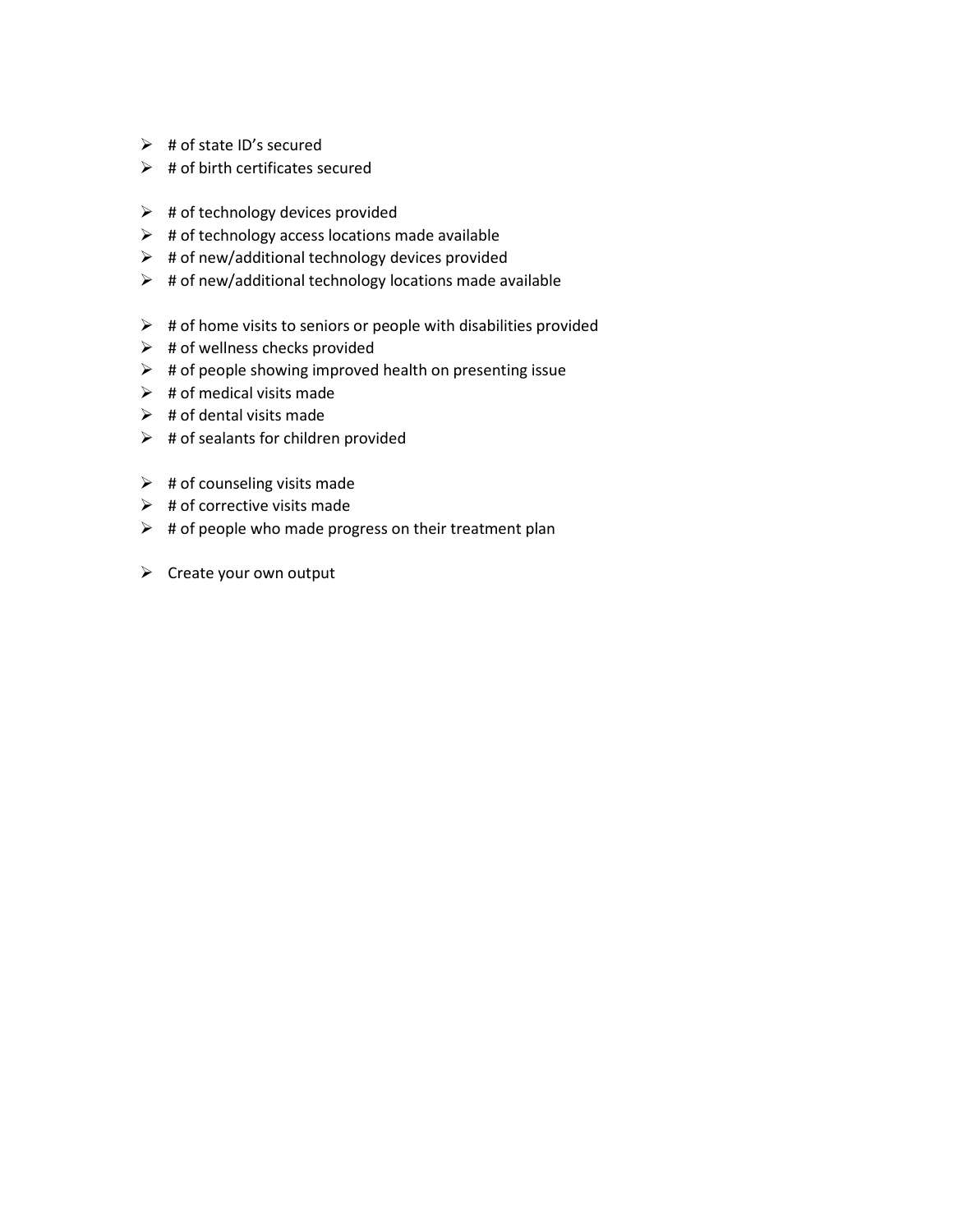- # of state ID's secured
- # of birth certificates secured

- # of technology devices provided
- # of technology access locations made available
- # of new/additional technology devices provided
- # of new/additional technology locations made available

- # of home visits to seniors or people with disabilities provided
- # of wellness checks provided
- # of people showing improved health on presenting issue
- # of medical visits made
- # of dental visits made
- # of sealants for children provided

- # of counseling visits made
- # of corrective visits made
- # of people who made progress on their treatment plan

- Create your own output